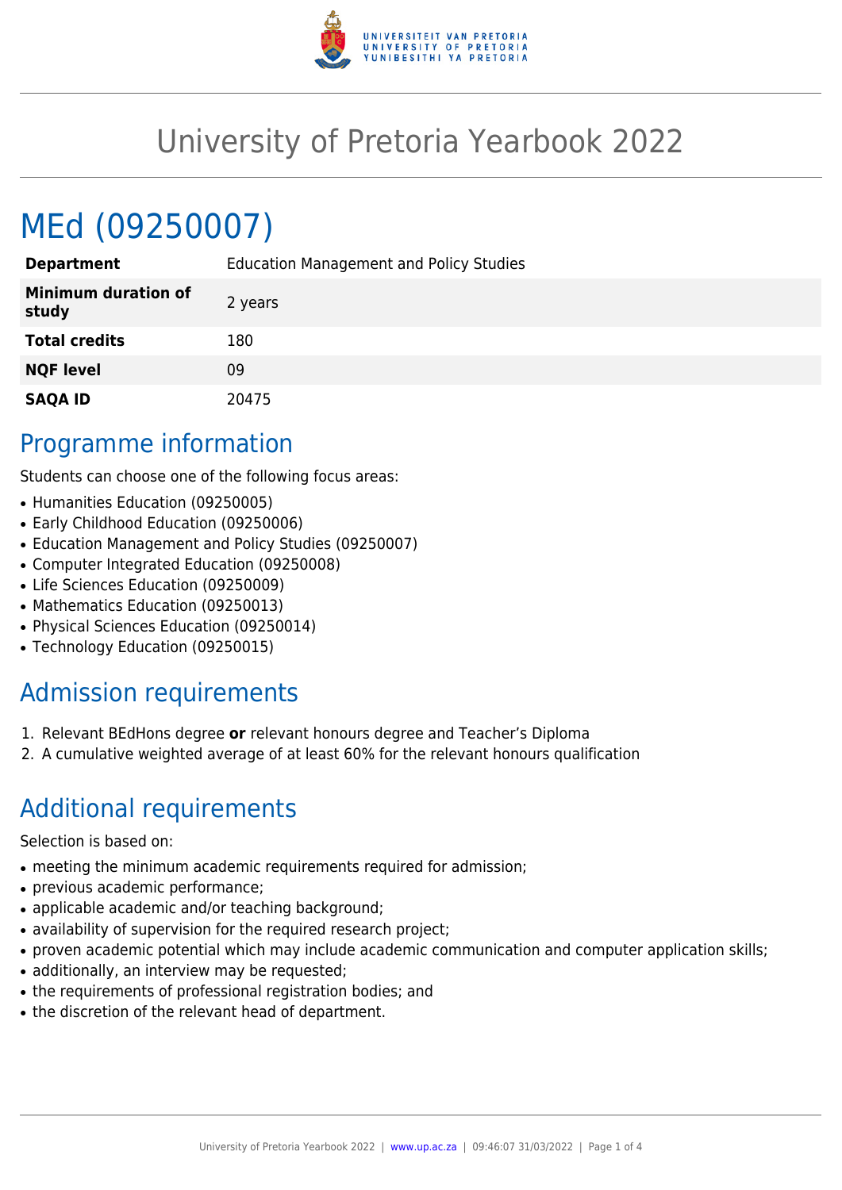# University of Pretoria Yearbook 2022

# MEd (09250007)

| | |
|---|---|
| **Department** | Education Management and Policy Studies |
| **Minimum duration of study** | 2 years |
| **Total credits** | 180 |
| **NQF level** | 09 |
| **SAQA ID** | 20475 |

## Programme information

Students can choose one of the following focus areas:

- Humanities Education (09250005)
- Early Childhood Education (09250006)
- Education Management and Policy Studies (09250007)
- Computer Integrated Education (09250008)
- Life Sciences Education (09250009)
- Mathematics Education (09250013)
- Physical Sciences Education (09250014)
- Technology Education (09250015)

## Admission requirements

1. Relevant BEdHons degree **or** relevant honours degree and Teacher's Diploma
2. A cumulative weighted average of at least 60% for the relevant honours qualification

## Additional requirements

Selection is based on:

- meeting the minimum academic requirements required for admission;
- previous academic performance;
- applicable academic and/or teaching background;
- availability of supervision for the required research project;
- proven academic potential which may include academic communication and computer application skills;
- additionally, an interview may be requested;
- the requirements of professional registration bodies; and
- the discretion of the relevant head of department.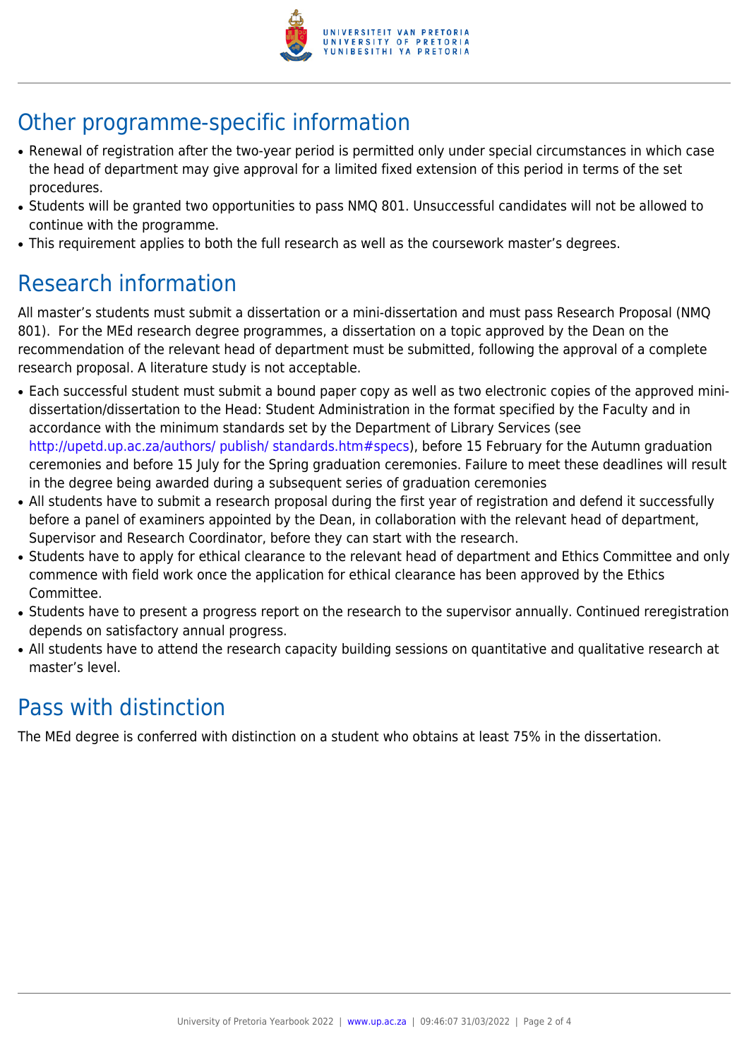## Other programme-specific information

- Renewal of registration after the two-year period is permitted only under special circumstances in which case the head of department may give approval for a limited fixed extension of this period in terms of the set procedures.
- Students will be granted two opportunities to pass NMQ 801. Unsuccessful candidates will not be allowed to continue with the programme.
- This requirement applies to both the full research as well as the coursework master's degrees.

## Research information

All master's students must submit a dissertation or a mini-dissertation and must pass Research Proposal (NMQ 801). For the MEd research degree programmes, a dissertation on a topic approved by the Dean on the recommendation of the relevant head of department must be submitted, following the approval of a complete research proposal. A literature study is not acceptable.

- Each successful student must submit a bound paper copy as well as two electronic copies of the approved mini-dissertation/dissertation to the Head: Student Administration in the format specified by the Faculty and in accordance with the minimum standards set by the Department of Library Services (see http://upetd.up.ac.za/authors/ publish/ standards.htm#specs), before 15 February for the Autumn graduation ceremonies and before 15 July for the Spring graduation ceremonies. Failure to meet these deadlines will result in the degree being awarded during a subsequent series of graduation ceremonies
- All students have to submit a research proposal during the first year of registration and defend it successfully before a panel of examiners appointed by the Dean, in collaboration with the relevant head of department, Supervisor and Research Coordinator, before they can start with the research.
- Students have to apply for ethical clearance to the relevant head of department and Ethics Committee and only commence with field work once the application for ethical clearance has been approved by the Ethics Committee.
- Students have to present a progress report on the research to the supervisor annually. Continued reregistration depends on satisfactory annual progress.
- All students have to attend the research capacity building sessions on quantitative and qualitative research at master's level.

## Pass with distinction

The MEd degree is conferred with distinction on a student who obtains at least 75% in the dissertation.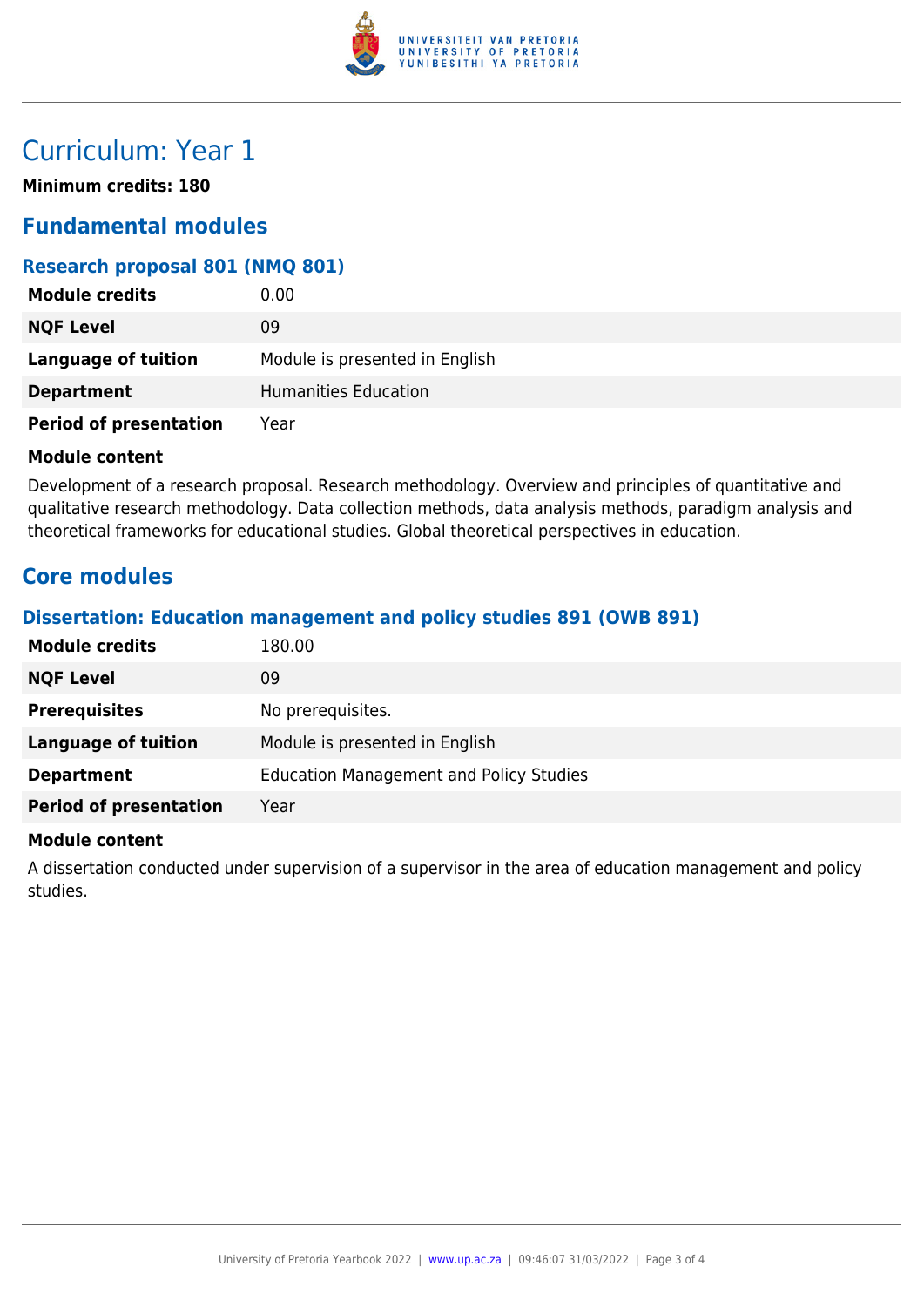# Curriculum: Year 1

**Minimum credits: 180**

## Fundamental modules

### Research proposal 801 (NMQ 801)

| | |
|---|---|
| **Module credits** | 0.00 |
| **NQF Level** | 09 |
| **Language of tuition** | Module is presented in English |
| **Department** | Humanities Education |
| **Period of presentation** | Year |

**Module content**

Development of a research proposal. Research methodology. Overview and principles of quantitative and qualitative research methodology. Data collection methods, data analysis methods, paradigm analysis and theoretical frameworks for educational studies. Global theoretical perspectives in education.

## Core modules

### Dissertation: Education management and policy studies 891 (OWB 891)

| | |
|---|---|
| **Module credits** | 180.00 |
| **NQF Level** | 09 |
| **Prerequisites** | No prerequisites. |
| **Language of tuition** | Module is presented in English |
| **Department** | Education Management and Policy Studies |
| **Period of presentation** | Year |

**Module content**

A dissertation conducted under supervision of a supervisor in the area of education management and policy studies.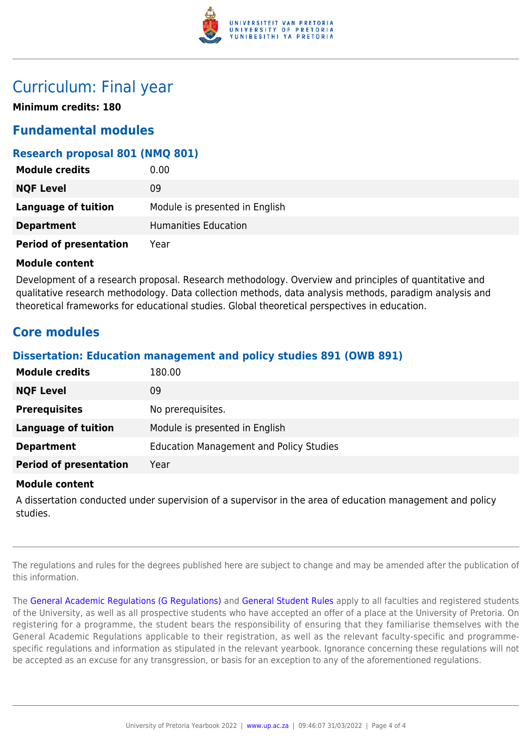# Curriculum: Final year

**Minimum credits: 180**

## Fundamental modules

### Research proposal 801 (NMQ 801)

| | |
|---|---|
| **Module credits** | 0.00 |
| **NQF Level** | 09 |
| **Language of tuition** | Module is presented in English |
| **Department** | Humanities Education |
| **Period of presentation** | Year |

**Module content**

Development of a research proposal. Research methodology. Overview and principles of quantitative and qualitative research methodology. Data collection methods, data analysis methods, paradigm analysis and theoretical frameworks for educational studies. Global theoretical perspectives in education.

## Core modules

### Dissertation: Education management and policy studies 891 (OWB 891)

| | |
|---|---|
| **Module credits** | 180.00 |
| **NQF Level** | 09 |
| **Prerequisites** | No prerequisites. |
| **Language of tuition** | Module is presented in English |
| **Department** | Education Management and Policy Studies |
| **Period of presentation** | Year |

**Module content**

A dissertation conducted under supervision of a supervisor in the area of education management and policy studies.

---

The regulations and rules for the degrees published here are subject to change and may be amended after the publication of this information.

The General Academic Regulations (G Regulations) and General Student Rules apply to all faculties and registered students of the University, as well as all prospective students who have accepted an offer of a place at the University of Pretoria. On registering for a programme, the student bears the responsibility of ensuring that they familiarise themselves with the General Academic Regulations applicable to their registration, as well as the relevant faculty-specific and programme-specific regulations and information as stipulated in the relevant yearbook. Ignorance concerning these regulations will not be accepted as an excuse for any transgression, or basis for an exception to any of the aforementioned regulations.